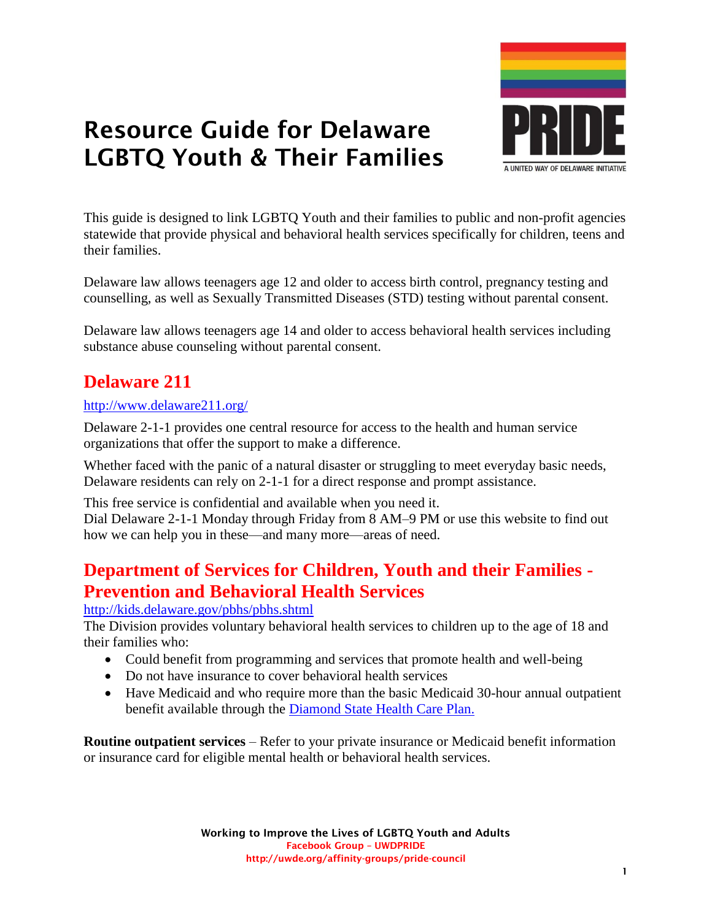# Resource Guide for Delaware LGBTQ Youth & Their Families

PRIDE

A UNITED WAY OF DELAWARE INITIATIVE

This guide is designed to link LGBTQ Youth and their families to public and non-profit agencies statewide that provide physical and behavioral health services specifically for children, teens and their families.

Delaware law allows teenagers age 12 and older to access birth control, pregnancy testing and counselling, as well as Sexually Transmitted Diseases (STD) testing without parental consent.

Delaware law allows teenagers age 14 and older to access behavioral health services including substance abuse counseling without parental consent.

## Delaware 211

http://www.delaware211.org/

Delaware 2-1-1 provides one central resource for access to the health and human service organizations that offer the support to make a difference.

Whether faced with the panic of a natural disaster or struggling to meet everyday basic needs, Delaware residents can rely on 2-1-1 for a direct response and prompt assistance.

This free service is confidential and available when you need it.
Dial Delaware 2-1-1 Monday through Friday from 8 AM–9 PM or use this website to find out how we can help you in these—and many more—areas of need.

## Department of Services for Children, Youth and their Families - Prevention and Behavioral Health Services

http://kids.delaware.gov/pbhs/pbhs.shtml

The Division provides voluntary behavioral health services to children up to the age of 18 and their families who:

- Could benefit from programming and services that promote health and well-being
- Do not have insurance to cover behavioral health services
- Have Medicaid and who require more than the basic Medicaid 30-hour annual outpatient benefit available through the Diamond State Health Care Plan.

**Routine outpatient services** – Refer to your private insurance or Medicaid benefit information or insurance card for eligible mental health or behavioral health services.

**Working to Improve the Lives of LGBTQ Youth and Adults**
Facebook Group – UWDPRIDE
http://uwde.org/affinity-groups/pride-council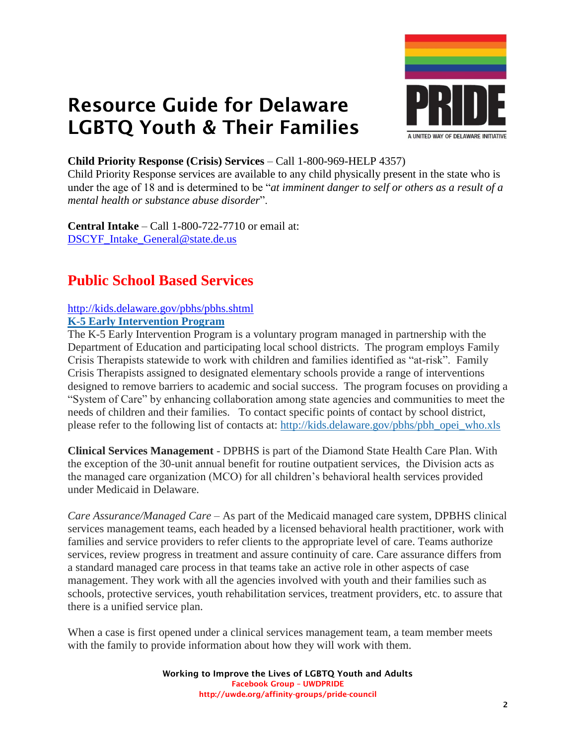# Resource Guide for Delaware LGBTQ Youth & Their Families

**Child Priority Response (Crisis) Services** – Call 1-800-969-HELP 4357)
Child Priority Response services are available to any child physically present in the state who is under the age of 18 and is determined to be "*at imminent danger to self or others as a result of a mental health or substance abuse disorder*".

**Central Intake** – Call 1-800-722-7710 or email at: DSCYF_Intake_General@state.de.us

## Public School Based Services

http://kids.delaware.gov/pbhs/pbhs.shtml

**K-5 Early Intervention Program**

The K-5 Early Intervention Program is a voluntary program managed in partnership with the Department of Education and participating local school districts. The program employs Family Crisis Therapists statewide to work with children and families identified as "at-risk". Family Crisis Therapists assigned to designated elementary schools provide a range of interventions designed to remove barriers to academic and social success. The program focuses on providing a "System of Care" by enhancing collaboration among state agencies and communities to meet the needs of children and their families. To contact specific points of contact by school district, please refer to the following list of contacts at: http://kids.delaware.gov/pbhs/pbh_opei_who.xls

**Clinical Services Management** - DPBHS is part of the Diamond State Health Care Plan. With the exception of the 30-unit annual benefit for routine outpatient services, the Division acts as the managed care organization (MCO) for all children's behavioral health services provided under Medicaid in Delaware.

*Care Assurance/Managed Care* – As part of the Medicaid managed care system, DPBHS clinical services management teams, each headed by a licensed behavioral health practitioner, work with families and service providers to refer clients to the appropriate level of care. Teams authorize services, review progress in treatment and assure continuity of care. Care assurance differs from a standard managed care process in that teams take an active role in other aspects of case management. They work with all the agencies involved with youth and their families such as schools, protective services, youth rehabilitation services, treatment providers, etc. to assure that there is a unified service plan.

When a case is first opened under a clinical services management team, a team member meets with the family to provide information about how they will work with them.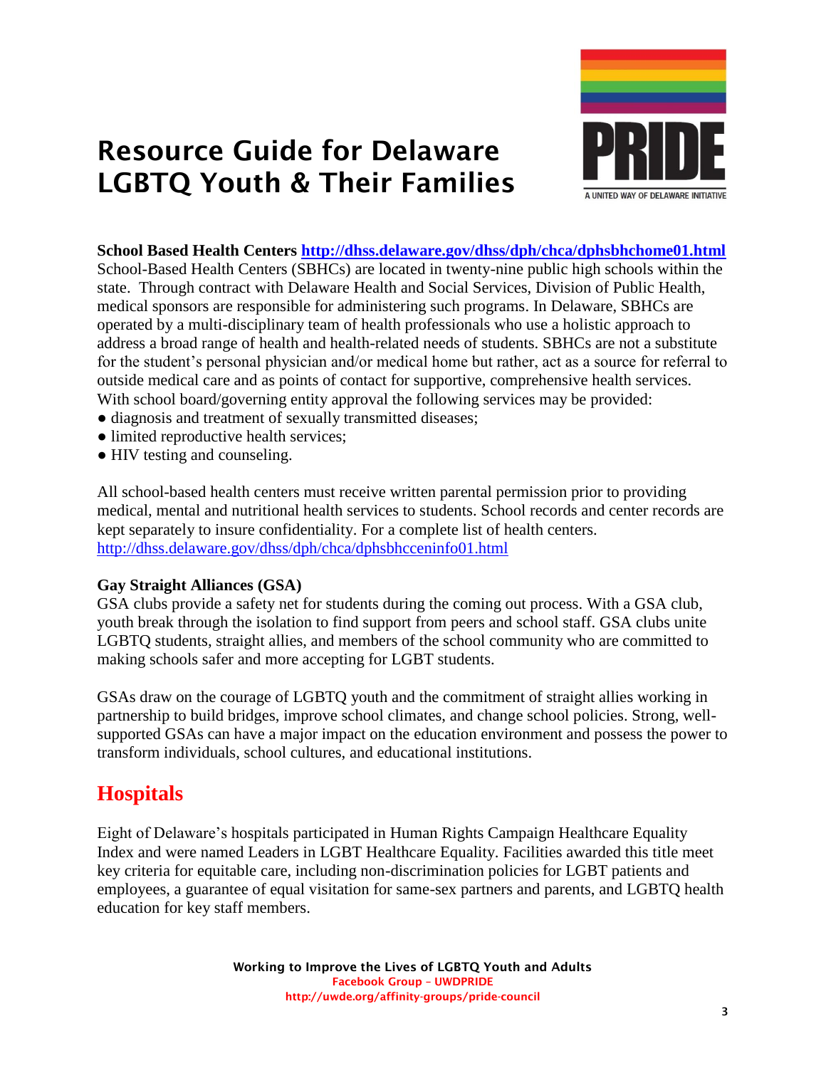# Resource Guide for Delaware LGBTQ Youth & Their Families

**School Based Health Centers** **http://dhss.delaware.gov/dhss/dph/chca/dphsbhchome01.html**
School-Based Health Centers (SBHCs) are located in twenty-nine public high schools within the state. Through contract with Delaware Health and Social Services, Division of Public Health, medical sponsors are responsible for administering such programs. In Delaware, SBHCs are operated by a multi-disciplinary team of health professionals who use a holistic approach to address a broad range of health and health-related needs of students. SBHCs are not a substitute for the student's personal physician and/or medical home but rather, act as a source for referral to outside medical care and as points of contact for supportive, comprehensive health services. With school board/governing entity approval the following services may be provided:

- diagnosis and treatment of sexually transmitted diseases;
- limited reproductive health services;
- HIV testing and counseling.

All school-based health centers must receive written parental permission prior to providing medical, mental and nutritional health services to students. School records and center records are kept separately to insure confidentiality. For a complete list of health centers. http://dhss.delaware.gov/dhss/dph/chca/dphsbhcceninfo01.html

**Gay Straight Alliances (GSA)**
GSA clubs provide a safety net for students during the coming out process. With a GSA club, youth break through the isolation to find support from peers and school staff. GSA clubs unite LGBTQ students, straight allies, and members of the school community who are committed to making schools safer and more accepting for LGBT students.

GSAs draw on the courage of LGBTQ youth and the commitment of straight allies working in partnership to build bridges, improve school climates, and change school policies. Strong, well-supported GSAs can have a major impact on the education environment and possess the power to transform individuals, school cultures, and educational institutions.

## Hospitals

Eight of Delaware's hospitals participated in Human Rights Campaign Healthcare Equality Index and were named Leaders in LGBT Healthcare Equality. Facilities awarded this title meet key criteria for equitable care, including non-discrimination policies for LGBT patients and employees, a guarantee of equal visitation for same-sex partners and parents, and LGBTQ health education for key staff members.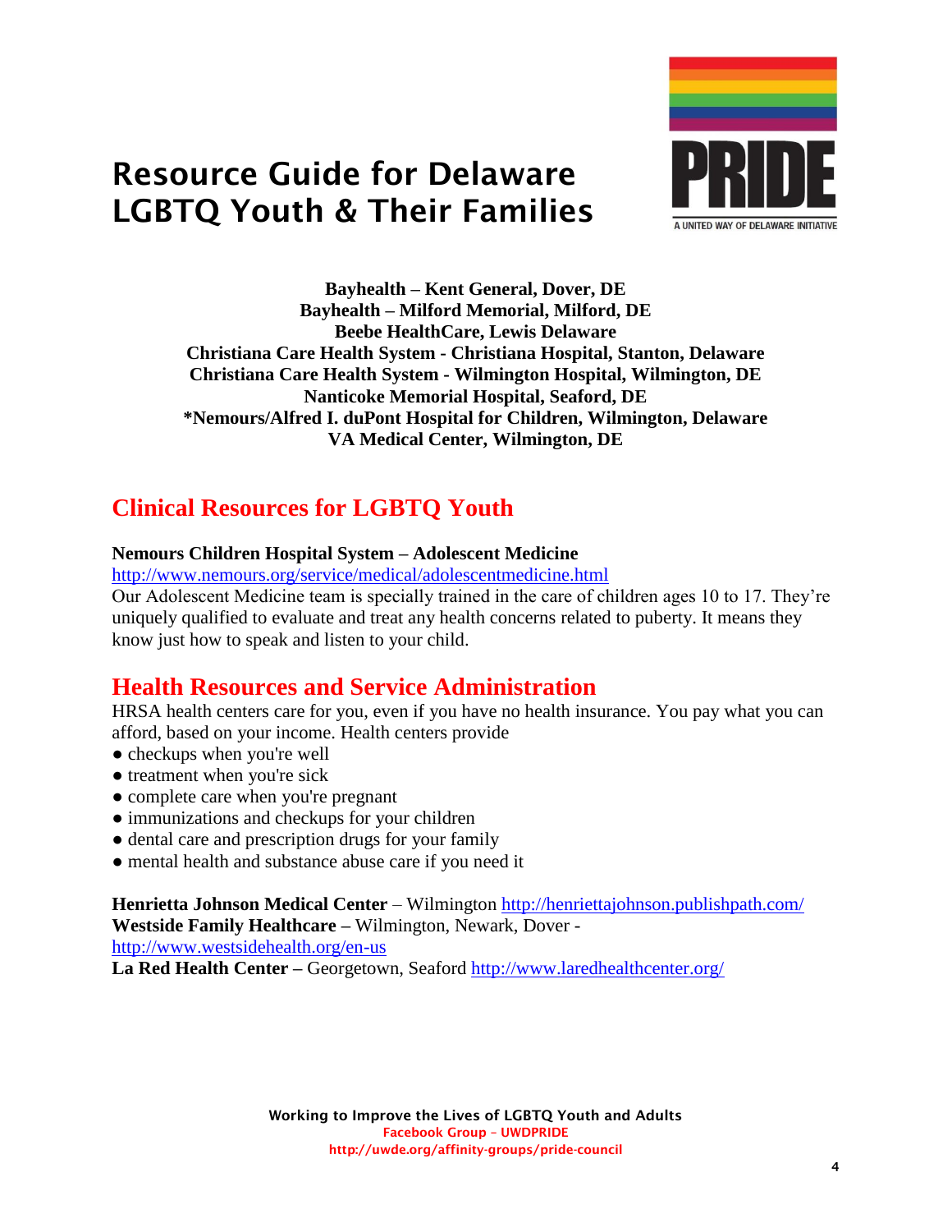# Resource Guide for Delaware LGBTQ Youth & Their Families

PRIDE
A UNITED WAY OF DELAWARE INITIATIVE

**Bayhealth – Kent General, Dover, DE**
**Bayhealth – Milford Memorial, Milford, DE**
**Beebe HealthCare, Lewis Delaware**
**Christiana Care Health System - Christiana Hospital, Stanton, Delaware**
**Christiana Care Health System - Wilmington Hospital, Wilmington, DE**
**Nanticoke Memorial Hospital, Seaford, DE**
**\*Nemours/Alfred I. duPont Hospital for Children, Wilmington, Delaware**
**VA Medical Center, Wilmington, DE**

## Clinical Resources for LGBTQ Youth

**Nemours Children Hospital System – Adolescent Medicine**
http://www.nemours.org/service/medical/adolescentmedicine.html
Our Adolescent Medicine team is specially trained in the care of children ages 10 to 17. They're uniquely qualified to evaluate and treat any health concerns related to puberty. It means they know just how to speak and listen to your child.

## Health Resources and Service Administration

HRSA health centers care for you, even if you have no health insurance. You pay what you can afford, based on your income. Health centers provide

- checkups when you're well
- treatment when you're sick
- complete care when you're pregnant
- immunizations and checkups for your children
- dental care and prescription drugs for your family
- mental health and substance abuse care if you need it

**Henrietta Johnson Medical Center** – Wilmington http://henriettajohnson.publishpath.com/
**Westside Family Healthcare –** Wilmington, Newark, Dover - http://www.westsidehealth.org/en-us
**La Red Health Center –** Georgetown, Seaford http://www.laredhealthcenter.org/

**Working to Improve the Lives of LGBTQ Youth and Adults**
Facebook Group – UWDPRIDE
http://uwde.org/affinity-groups/pride-council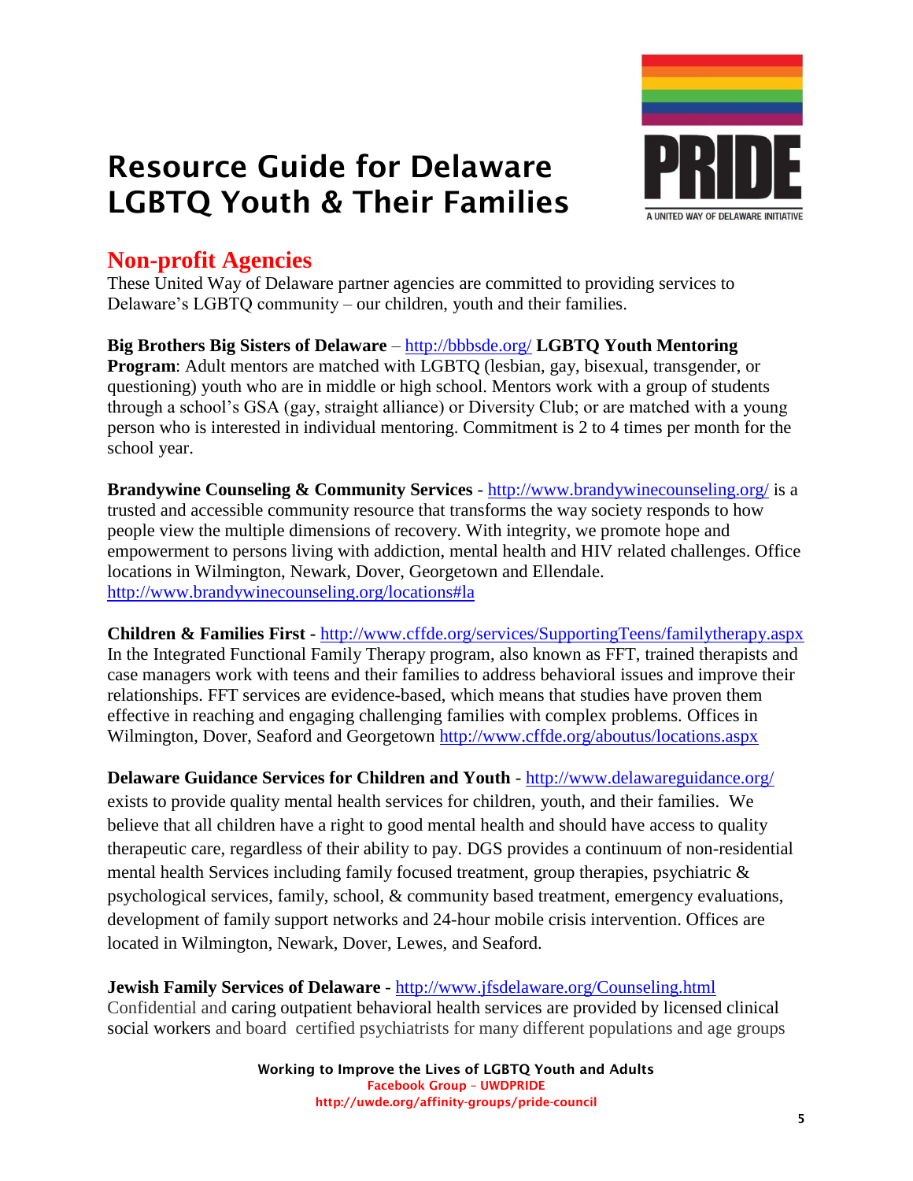# Resource Guide for Delaware LGBTQ Youth & Their Families

PRIDE

A UNITED WAY OF DELAWARE INITIATIVE

## Non-profit Agencies

These United Way of Delaware partner agencies are committed to providing services to Delaware's LGBTQ community – our children, youth and their families.

**Big Brothers Big Sisters of Delaware** – http://bbbsde.org/ **LGBTQ Youth Mentoring Program**: Adult mentors are matched with LGBTQ (lesbian, gay, bisexual, transgender, or questioning) youth who are in middle or high school. Mentors work with a group of students through a school's GSA (gay, straight alliance) or Diversity Club; or are matched with a young person who is interested in individual mentoring. Commitment is 2 to 4 times per month for the school year.

**Brandywine Counseling & Community Services** - http://www.brandywinecounseling.org/ is a trusted and accessible community resource that transforms the way society responds to how people view the multiple dimensions of recovery. With integrity, we promote hope and empowerment to persons living with addiction, mental health and HIV related challenges. Office locations in Wilmington, Newark, Dover, Georgetown and Ellendale. http://www.brandywinecounseling.org/locations#la

**Children & Families First -** http://www.cffde.org/services/SupportingTeens/familytherapy.aspx In the Integrated Functional Family Therapy program, also known as FFT, trained therapists and case managers work with teens and their families to address behavioral issues and improve their relationships. FFT services are evidence-based, which means that studies have proven them effective in reaching and engaging challenging families with complex problems. Offices in Wilmington, Dover, Seaford and Georgetown http://www.cffde.org/aboutus/locations.aspx

**Delaware Guidance Services for Children and Youth** - http://www.delawareguidance.org/ exists to provide quality mental health services for children, youth, and their families. We believe that all children have a right to good mental health and should have access to quality therapeutic care, regardless of their ability to pay. DGS provides a continuum of non-residential mental health Services including family focused treatment, group therapies, psychiatric & psychological services, family, school, & community based treatment, emergency evaluations, development of family support networks and 24-hour mobile crisis intervention. Offices are located in Wilmington, Newark, Dover, Lewes, and Seaford.

**Jewish Family Services of Delaware** - http://www.jfsdelaware.org/Counseling.html Confidential and caring outpatient behavioral health services are provided by licensed clinical social workers and board certified psychiatrists for many different populations and age groups

**Working to Improve the Lives of LGBTQ Youth and Adults**
Facebook Group – UWDPRIDE
http://uwde.org/affinity-groups/pride-council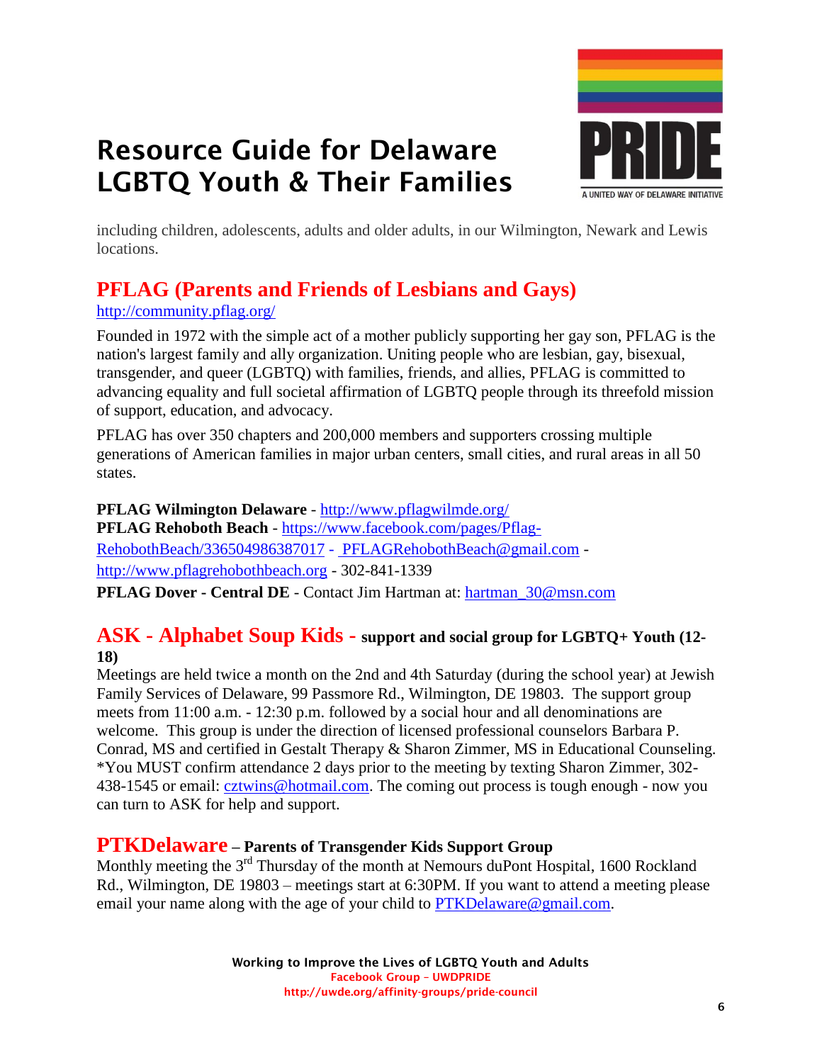including children, adolescents, adults and older adults, in our Wilmington, Newark and Lewis locations.

## PFLAG (Parents and Friends of Lesbians and Gays)

http://community.pflag.org/

Founded in 1972 with the simple act of a mother publicly supporting her gay son, PFLAG is the nation's largest family and ally organization. Uniting people who are lesbian, gay, bisexual, transgender, and queer (LGBTQ) with families, friends, and allies, PFLAG is committed to advancing equality and full societal affirmation of LGBTQ people through its threefold mission of support, education, and advocacy.

PFLAG has over 350 chapters and 200,000 members and supporters crossing multiple generations of American families in major urban centers, small cities, and rural areas in all 50 states.

**PFLAG Wilmington Delaware** - http://www.pflagwilmde.org/
**PFLAG Rehoboth Beach** - https://www.facebook.com/pages/Pflag-RehobothBeach/336504986387017 - PFLAGRehobothBeach@gmail.com - http://www.pflagrehobothbeach.org - 302-841-1339
**PFLAG Dover - Central DE** - Contact Jim Hartman at: hartman_30@msn.com

## ASK - Alphabet Soup Kids - support and social group for LGBTQ+ Youth (12-18)

Meetings are held twice a month on the 2nd and 4th Saturday (during the school year) at Jewish Family Services of Delaware, 99 Passmore Rd., Wilmington, DE 19803. The support group meets from 11:00 a.m. - 12:30 p.m. followed by a social hour and all denominations are welcome. This group is under the direction of licensed professional counselors Barbara P. Conrad, MS and certified in Gestalt Therapy & Sharon Zimmer, MS in Educational Counseling. *You MUST confirm attendance 2 days prior to the meeting by texting Sharon Zimmer, 302-438-1545 or email: cztwins@hotmail.com. The coming out process is tough enough - now you can turn to ASK for help and support.

## PTKDelaware – Parents of Transgender Kids Support Group

Monthly meeting the 3rd Thursday of the month at Nemours duPont Hospital, 1600 Rockland Rd., Wilmington, DE 19803 – meetings start at 6:30PM. If you want to attend a meeting please email your name along with the age of your child to PTKDelaware@gmail.com.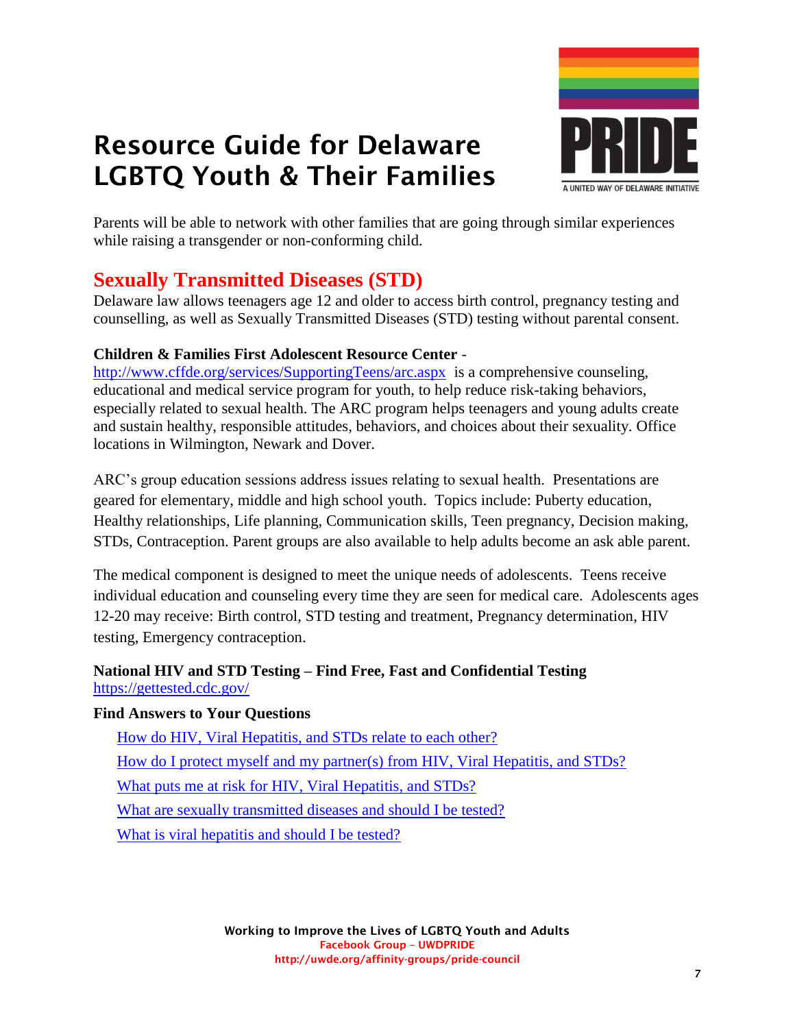Parents will be able to network with other families that are going through similar experiences while raising a transgender or non-conforming child.

## Sexually Transmitted Diseases (STD)

Delaware law allows teenagers age 12 and older to access birth control, pregnancy testing and counselling, as well as Sexually Transmitted Diseases (STD) testing without parental consent.

**Children & Families First Adolescent Resource Center** - http://www.cffde.org/services/SupportingTeens/arc.aspx is a comprehensive counseling, educational and medical service program for youth, to help reduce risk-taking behaviors, especially related to sexual health. The ARC program helps teenagers and young adults create and sustain healthy, responsible attitudes, behaviors, and choices about their sexuality. Office locations in Wilmington, Newark and Dover.

ARC's group education sessions address issues relating to sexual health. Presentations are geared for elementary, middle and high school youth. Topics include: Puberty education, Healthy relationships, Life planning, Communication skills, Teen pregnancy, Decision making, STDs, Contraception. Parent groups are also available to help adults become an ask able parent.

The medical component is designed to meet the unique needs of adolescents. Teens receive individual education and counseling every time they are seen for medical care. Adolescents ages 12-20 may receive: Birth control, STD testing and treatment, Pregnancy determination, HIV testing, Emergency contraception.

**National HIV and STD Testing – Find Free, Fast and Confidential Testing**
https://gettested.cdc.gov/

**Find Answers to Your Questions**

- How do HIV, Viral Hepatitis, and STDs relate to each other?
- How do I protect myself and my partner(s) from HIV, Viral Hepatitis, and STDs?
- What puts me at risk for HIV, Viral Hepatitis, and STDs?
- What are sexually transmitted diseases and should I be tested?
- What is viral hepatitis and should I be tested?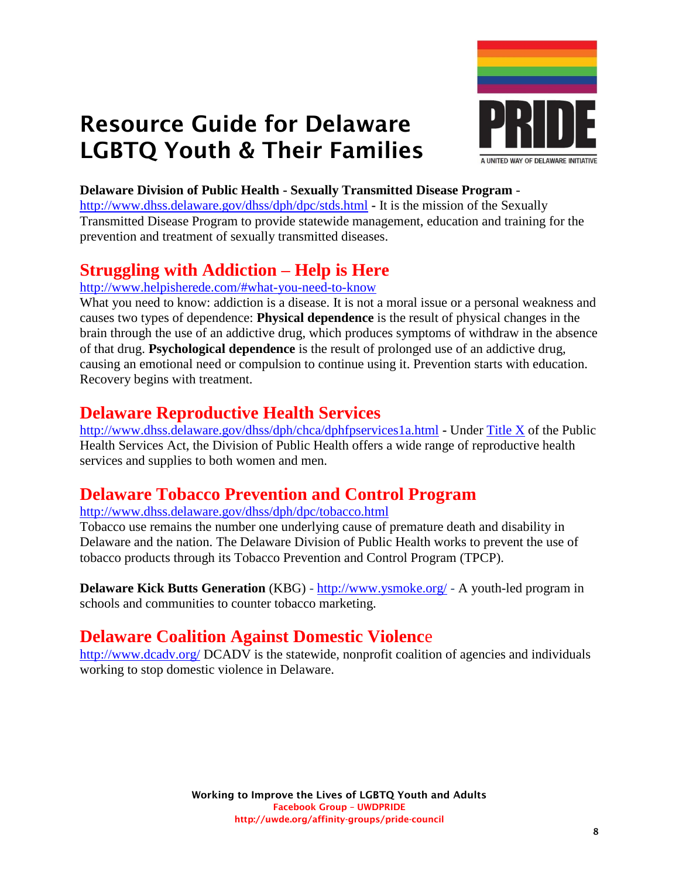# Resource Guide for Delaware LGBTQ Youth & Their Families

**Delaware Division of Public Health - Sexually Transmitted Disease Program** - http://www.dhss.delaware.gov/dhss/dph/dpc/stds.html - It is the mission of the Sexually Transmitted Disease Program to provide statewide management, education and training for the prevention and treatment of sexually transmitted diseases.

## Struggling with Addiction – Help is Here

http://www.helpisherede.com/#what-you-need-to-know

What you need to know: addiction is a disease. It is not a moral issue or a personal weakness and causes two types of dependence: **Physical dependence** is the result of physical changes in the brain through the use of an addictive drug, which produces symptoms of withdraw in the absence of that drug. **Psychological dependence** is the result of prolonged use of an addictive drug, causing an emotional need or compulsion to continue using it. Prevention starts with education. Recovery begins with treatment.

## Delaware Reproductive Health Services

http://www.dhss.delaware.gov/dhss/dph/chca/dphfpservices1a.html - Under Title X of the Public Health Services Act, the Division of Public Health offers a wide range of reproductive health services and supplies to both women and men.

## Delaware Tobacco Prevention and Control Program

http://www.dhss.delaware.gov/dhss/dph/dpc/tobacco.html

Tobacco use remains the number one underlying cause of premature death and disability in Delaware and the nation. The Delaware Division of Public Health works to prevent the use of tobacco products through its Tobacco Prevention and Control Program (TPCP).

**Delaware Kick Butts Generation** (KBG) - http://www.ysmoke.org/ - A youth-led program in schools and communities to counter tobacco marketing.

## Delaware Coalition Against Domestic Violence

http://www.dcadv.org/ DCADV is the statewide, nonprofit coalition of agencies and individuals working to stop domestic violence in Delaware.

**Working to Improve the Lives of LGBTQ Youth and Adults**
**Facebook Group – UWDPRIDE**
**http://uwde.org/affinity-groups/pride-council**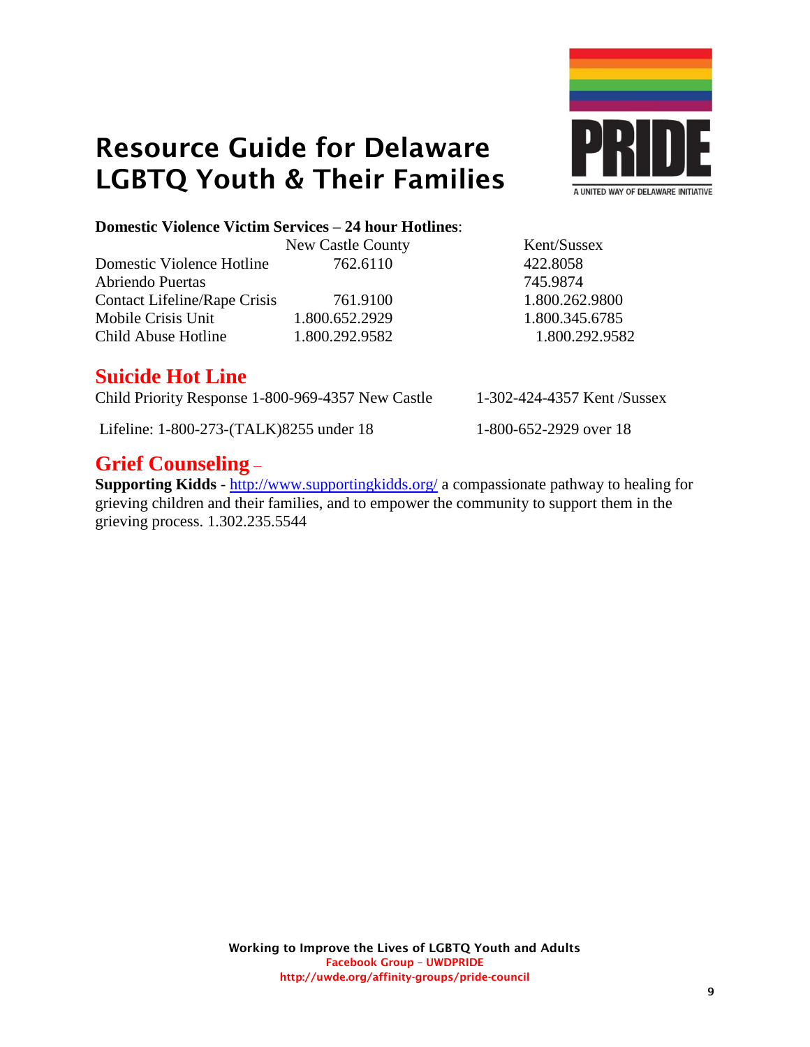# Resource Guide for Delaware LGBTQ Youth & Their Families

PRIDE

A UNITED WAY OF DELAWARE INITIATIVE

**Domestic Violence Victim Services – 24 hour Hotlines**:

| | New Castle County | Kent/Sussex |
|---|---|---|
| Domestic Violence Hotline | 762.6110 | 422.8058 |
| Abriendo Puertas | | 745.9874 |
| Contact Lifeline/Rape Crisis | 761.9100 | 1.800.262.9800 |
| Mobile Crisis Unit | 1.800.652.2929 | 1.800.345.6785 |
| Child Abuse Hotline | 1.800.292.9582 | 1.800.292.9582 |

## Suicide Hot Line

Child Priority Response 1-800-969-4357 New Castle 1-302-424-4357 Kent /Sussex

Lifeline: 1-800-273-(TALK)8255 under 18 1-800-652-2929 over 18

## Grief Counseling –

**Supporting Kidds** - http://www.supportingkidds.org/ a compassionate pathway to healing for grieving children and their families, and to empower the community to support them in the grieving process. 1.302.235.5544

**Working to Improve the Lives of LGBTQ Youth and Adults**
Facebook Group – UWDPRIDE
http://uwde.org/affinity-groups/pride-council